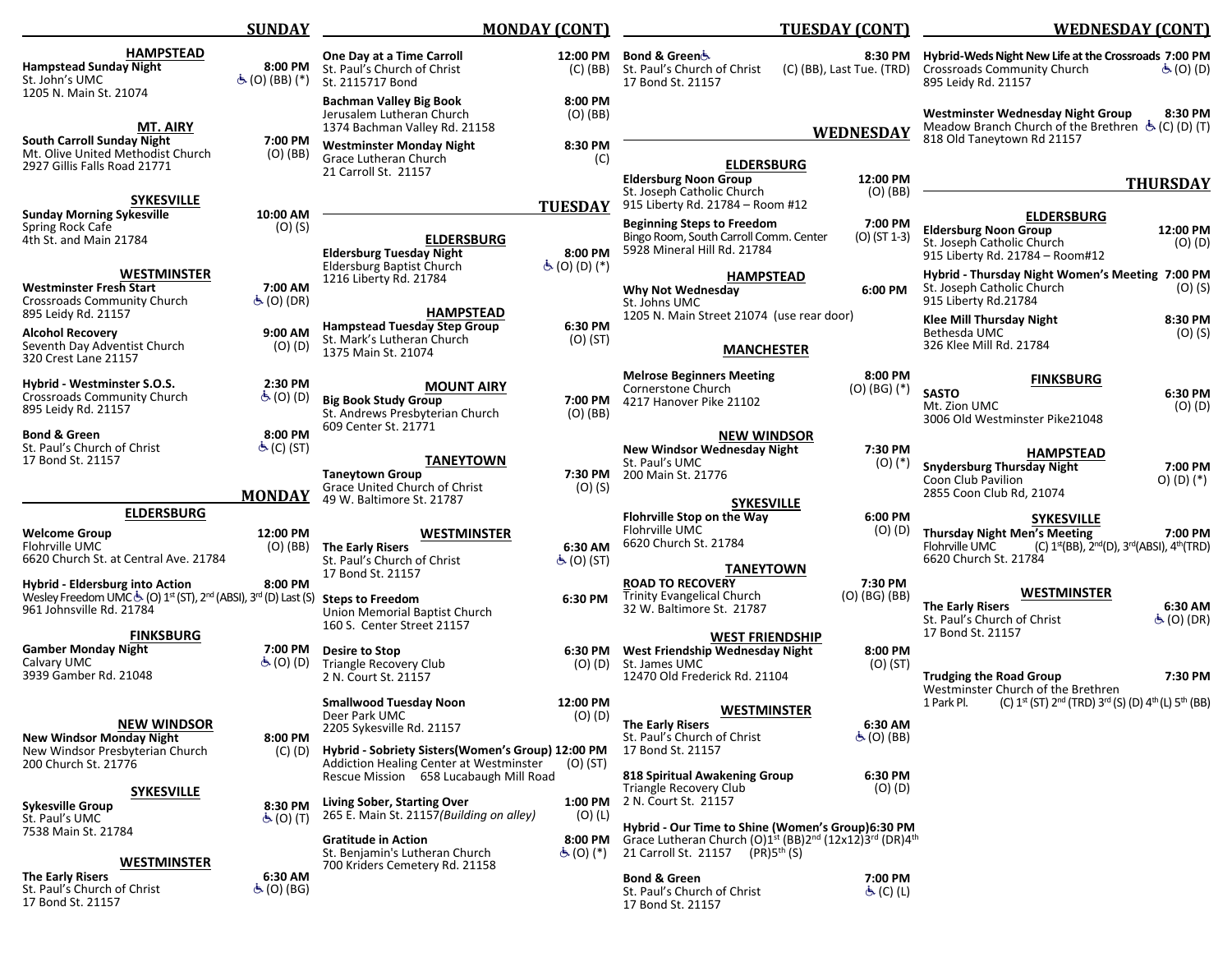## SUNDAY

### HAMPSTEAD

**Hampstead Sunday Night** — 8:00 PM
St. John's UMC — ♿ (O) (BB) (*)
1205 N. Main St. 21074

### MT. AIRY

**South Carroll Sunday Night** — 7:00 PM
Mt. Olive United Methodist Church — (O) (BB)
2927 Gillis Falls Road 21771

### SYKESVILLE

**Sunday Morning Sykesville** — 10:00 AM
Spring Rock Cafe — (O) (S)
4th St. and Main 21784

### WESTMINSTER

**Westminster Fresh Start** — 7:00 AM
Crossroads Community Church — ♿ (O) (DR)
895 Leidy Rd. 21157

**Alcohol Recovery** — 9:00 AM
Seventh Day Adventist Church — (O) (D)
320 Crest Lane 21157

**Hybrid - Westminster S.O.S.** — 2:30 PM
Crossroads Community Church — ♿ (O) (D)
895 Leidy Rd. 21157

**Bond & Green** — 8:00 PM
St. Paul's Church of Christ — ♿ (C) (ST)
17 Bond St. 21157

## MONDAY

### ELDERSBURG

**Welcome Group** — 12:00 PM
Flohrville UMC — (O) (BB)
6620 Church St. at Central Ave. 21784

**Hybrid - Eldersburg into Action** — 8:00 PM
Wesley Freedom UMC ♿ (O) 1st (ST), 2nd (ABSI), 3rd (D) Last (S)
961 Johnsville Rd. 21784

### FINKSBURG

**Gamber Monday Night** — 7:00 PM
Calvary UMC — ♿ (O) (D)
3939 Gamber Rd. 21048

### NEW WINDSOR

**New Windsor Monday Night** — 8:00 PM
New Windsor Presbyterian Church — (C) (D)
200 Church St. 21776

### SYKESVILLE

**Sykesville Group** — 8:30 PM
St. Paul's UMC — ♿ (O) (T)
7538 Main St. 21784

### WESTMINSTER

**The Early Risers** — 6:30 AM
St. Paul's Church of Christ — ♿ (O) (BG)
17 Bond St. 21157

## MONDAY (CONT)

**One Day at a Time Carroll** — 12:00 PM
St. Paul's Church of Christ — (C) (BB)
St. 2115717 Bond

**Bachman Valley Big Book** — 8:00 PM
Jerusalem Lutheran Church — (O) (BB)
1374 Bachman Valley Rd. 21158

**Westminster Monday Night** — 8:30 PM
Grace Lutheran Church — (C)
21 Carroll St. 21157

## TUESDAY

### ELDERSBURG

**Eldersburg Tuesday Night** — 8:00 PM
Eldersburg Baptist Church — ♿ (O) (D) (*)
1216 Liberty Rd. 21784

### HAMPSTEAD

**Hampstead Tuesday Step Group** — 6:30 PM
St. Mark's Lutheran Church — (O) (ST)
1375 Main St. 21074

### MOUNT AIRY

**Big Book Study Group** — 7:00 PM
St. Andrews Presbyterian Church — (O) (BB)
609 Center St. 21771

### TANEYTOWN

**Taneytown Group** — 7:30 PM
Grace United Church of Christ — (O) (S)
49 W. Baltimore St. 21787

### WESTMINSTER

**The Early Risers** — 6:30 AM
St. Paul's Church of Christ — ♿ (O) (ST)
17 Bond St. 21157

**Steps to Freedom** — 6:30 PM
Union Memorial Baptist Church
160 S. Center Street 21157

**Desire to Stop** — 6:30 PM
Triangle Recovery Club — (O) (D)
2 N. Court St. 21157

**Smallwood Tuesday Noon** — 12:00 PM
Deer Park UMC — (O) (D)
2205 Sykesville Rd. 21157

**Hybrid - Sobriety Sisters(Women's Group)** — 12:00 PM
Addiction Healing Center at Westminster — (O) (ST)
Rescue Mission 658 Lucabaugh Mill Road

**Living Sober, Starting Over** — 1:00 PM
265 E. Main St. 21157 *(Building on alley)* — (O) (L)

**Gratitude in Action** — 8:00 PM
St. Benjamin's Lutheran Church — ♿ (O) (*)
700 Kriders Cemetery Rd. 21158

## TUESDAY (CONT)

**Bond & Green** ♿ — 8:30 PM
St. Paul's Church of Christ — (C) (BB), Last Tue. (TRD)
17 Bond St. 21157

## WEDNESDAY

### ELDERSBURG

**Eldersburg Noon Group** — 12:00 PM
St. Joseph Catholic Church — (O) (BB)
915 Liberty Rd. 21784 – Room #12

**Beginning Steps to Freedom** — 7:00 PM
Bingo Room, South Carroll Comm. Center — (O) (ST 1-3)
5928 Mineral Hill Rd. 21784

### HAMPSTEAD

**Why Not Wednesday** — 6:00 PM
St. Johns UMC
1205 N. Main Street 21074 (use rear door)

### MANCHESTER

**Melrose Beginners Meeting** — 8:00 PM
Cornerstone Church — (O) (BG) (*)
4217 Hanover Pike 21102

### NEW WINDSOR

**New Windsor Wednesday Night** — 7:30 PM
St. Paul's UMC — (O) (*)
200 Main St. 21776

### SYKESVILLE

**Flohrville Stop on the Way** — 6:00 PM
Flohrville UMC — (O) (D)
6620 Church St. 21784

### TANEYTOWN

**ROAD TO RECOVERY** — 7:30 PM
Trinity Evangelical Church — (O) (BG) (BB)
32 W. Baltimore St. 21787

### WEST FRIENDSHIP

**West Friendship Wednesday Night** — 8:00 PM
St. James UMC — (O) (ST)
12470 Old Frederick Rd. 21104

### WESTMINSTER

**The Early Risers** — 6:30 AM
St. Paul's Church of Christ — ♿ (O) (BB)
17 Bond St. 21157

**818 Spiritual Awakening Group** — 6:30 PM
Triangle Recovery Club — (O) (D)
2 N. Court St. 21157

**Hybrid - Our Time to Shine (Women's Group)** — 6:30 PM
Grace Lutheran Church (O) 1st (BB) 2nd (12x12) 3rd (DR) 4th (PR) 5th (S)
21 Carroll St. 21157

**Bond & Green** — 7:00 PM
St. Paul's Church of Christ — ♿ (C) (L)
17 Bond St. 21157

## WEDNESDAY (CONT)

**Hybrid-Weds Night New Life at the Crossroads** — 7:00 PM
Crossroads Community Church — ♿ (O) (D)
895 Leidy Rd. 21157

**Westminster Wednesday Night Group** — 8:30 PM
Meadow Branch Church of the Brethren — ♿ (C) (D) (T)
818 Old Taneytown Rd 21157

## THURSDAY

### ELDERSBURG

**Eldersburg Noon Group** — 12:00 PM
St. Joseph Catholic Church — (O) (D)
915 Liberty Rd. 21784 – Room#12

**Hybrid - Thursday Night Women's Meeting** — 7:00 PM
St. Joseph Catholic Church — (O) (S)
915 Liberty Rd.21784

**Klee Mill Thursday Night** — 8:30 PM
Bethesda UMC — (O) (S)
326 Klee Mill Rd. 21784

### FINKSBURG

**SASTO** — 6:30 PM
Mt. Zion UMC — (O) (D)
3006 Old Westminster Pike21048

### HAMPSTEAD

**Snydersburg Thursday Night** — 7:00 PM
Coon Club Pavilion — O) (D) (*)
2855 Coon Club Rd, 21074

### SYKESVILLE

**Thursday Night Men's Meeting** — 7:00 PM
Flohrville UMC — (C) 1st (BB), 2nd (D), 3rd (ABSI), 4th (TRD)
6620 Church St. 21784

### WESTMINSTER

**The Early Risers** — 6:30 AM
St. Paul's Church of Christ — ♿ (O) (DR)
17 Bond St. 21157

**Trudging the Road Group** — 7:30 PM
Westminster Church of the Brethren
1 Park Pl. — (C) 1st (ST) 2nd (TRD) 3rd (S) (D) 4th (L) 5th (BB)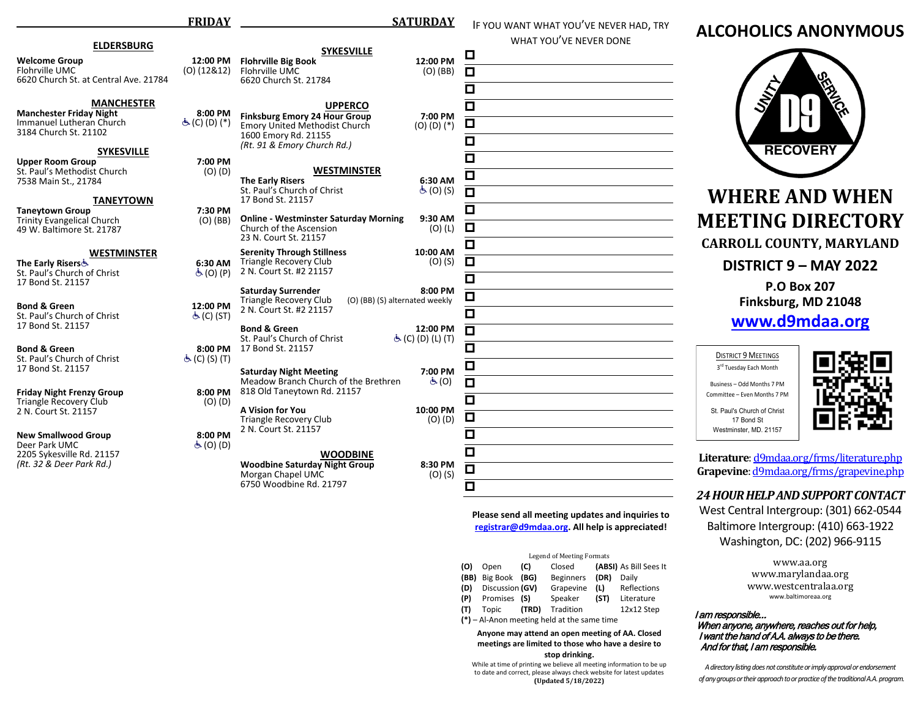## FRIDAY

### ELDERSBURG

**Welcome Group** — **12:00 PM**
Flohrville UMC — (O) (12&12)
6620 Church St. at Central Ave. 21784

### MANCHESTER

**Manchester Friday Night** — **8:00 PM**
Immanuel Lutheran Church — ♿ (C) (D) (*)
3184 Church St. 21102

### SYKESVILLE

**Upper Room Group** — **7:00 PM**
St. Paul's Methodist Church — (O) (D)
7538 Main St., 21784

### TANEYTOWN

**Taneytown Group** — **7:30 PM**
Trinity Evangelical Church — (O) (BB)
49 W. Baltimore St. 21787

### WESTMINSTER

**The Early Risers** ♿ — **6:30 AM**
St. Paul's Church of Christ — ♿ (O) (P)
17 Bond St. 21157

**Bond & Green** — **12:00 PM**
St. Paul's Church of Christ — ♿ (C) (ST)
17 Bond St. 21157

**Bond & Green** — **8:00 PM**
St. Paul's Church of Christ — ♿ (C) (S) (T)
17 Bond St. 21157

**Friday Night Frenzy Group** — **8:00 PM**
Triangle Recovery Club — (O) (D)
2 N. Court St. 21157

**New Smallwood Group** — **8:00 PM**
Deer Park UMC — ♿ (O) (D)
2205 Sykesville Rd. 21157
*(Rt. 32 & Deer Park Rd.)*

## SATURDAY

### SYKESVILLE

**Flohrville Big Book** — **12:00 PM**
Flohrville UMC — (O) (BB)
6620 Church St. 21784

### UPPERCO

**Finksburg Emory 24 Hour Group** — **7:00 PM**
Emory United Methodist Church — (O) (D) (*)
1600 Emory Rd. 21155
*(Rt. 91 & Emory Church Rd.)*

### WESTMINSTER

**The Early Risers** — **6:30 AM**
St. Paul's Church of Christ — ♿ (O) (S)
17 Bond St. 21157

**Online - Westminster Saturday Morning** — **9:30 AM**
Church of the Ascension — (O) (L)
23 N. Court St. 21157

**Serenity Through Stillness** — **10:00 AM**
Triangle Recovery Club — (O) (S)
2 N. Court St. #2 21157

**Saturday Surrender** — **8:00 PM**
Triangle Recovery Club — (O) (BB) (S) alternated weekly
2 N. Court St. #2 21157

**Bond & Green** — **12:00 PM**
St. Paul's Church of Christ — ♿ (C) (D) (L) (T)
17 Bond St. 21157

**Saturday Night Meeting** — **7:00 PM**
Meadow Branch Church of the Brethren — ♿ (O)
818 Old Taneytown Rd. 21157

**A Vision for You** — **10:00 PM**
Triangle Recovery Club — (O) (D)
2 N. Court St. 21157

### WOODBINE

**Woodbine Saturday Night Group** — **8:30 PM**
Morgan Chapel UMC — (O) (S)
6750 Woodbine Rd. 21797

---

IF YOU WANT WHAT YOU'VE NEVER HAD, TRY WHAT YOU'VE NEVER DONE

☐
☐
☐
☐
☐
☐
☐
☐
☐
☐
☐
☐
☐
☐
☐
☐
☐
☐
☐
☐
☐
☐
☐
☐
☐
☐

**Please send all meeting updates and inquiries to registrar@d9mdaa.org. All help is appreciated!**

Legend of Meeting Formats

| | | | | | |
|---|---|---|---|---|---|
| (O) | Open | (C) | Closed | (ABSI) | As Bill Sees It |
| (BB) | Big Book | (BG) | Beginners | (DR) | Daily |
| (D) | Discussion | (GV) | Grapevine | (L) | Reflections |
| (P) | Promises | (S) | Speaker | (ST) | Literature |
| (T) | Topic | (TRD) | Tradition | | 12x12 Step |

(*) – Al-Anon meeting held at the same time

**Anyone may attend an open meeting of AA. Closed meetings are limited to those who have a desire to stop drinking.**

While at time of printing we believe all meeting information to be up to date and correct, please always check website for latest updates
**(Updated 5/18/2022)**

---

# ALCOHOLICS ANONYMOUS

UNITY SERVICE D9 RECOVERY

# WHERE AND WHEN MEETING DIRECTORY

## CARROLL COUNTY, MARYLAND

## DISTRICT 9 – MAY 2022

**P.O Box 207**
**Finksburg, MD 21048**

**www.d9mdaa.org**

DISTRICT 9 MEETINGS
3rd Tuesday Each Month

Business – Odd Months 7 PM
Committee – Even Months 7 PM

St. Paul's Church of Christ
17 Bond St
Westminster, MD. 21157

**Literature**: d9mdaa.org/frms/literature.php
**Grapevine**: d9mdaa.org/frms/grapevine.php

### *24 HOUR HELP AND SUPPORT CONTACT*

West Central Intergroup: (301) 662-0544
Baltimore Intergroup: (410) 663-1922
Washington, DC: (202) 966-9115

www.aa.org
www.marylandaa.org
www.westcentralaa.org
www.baltimoreaa.org

*I am responsible...*
*When anyone, anywhere, reaches out for help, I want the hand of A.A. always to be there. And for that, I am responsible.*

*A directory listing does not constitute or imply approval or endorsement of any groups or their approach to or practice of the traditional A.A. program.*